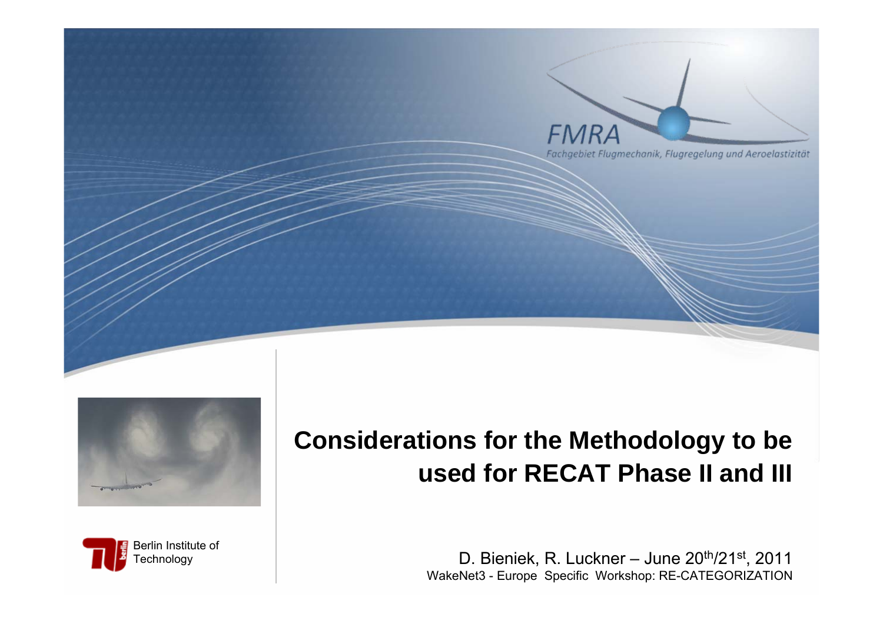FMRA

Fachgebiet Flugmechanik, Flugregelung und Aeroelastizität

# Considerations for the Methodology to be used for RECAT Phase II and III

Berlin Institute of Technology

D. Bieniek, R. Luckner – June 20th/21st, 2011

WakeNet3 - Europe Specific Workshop: RE-CATEGORIZATION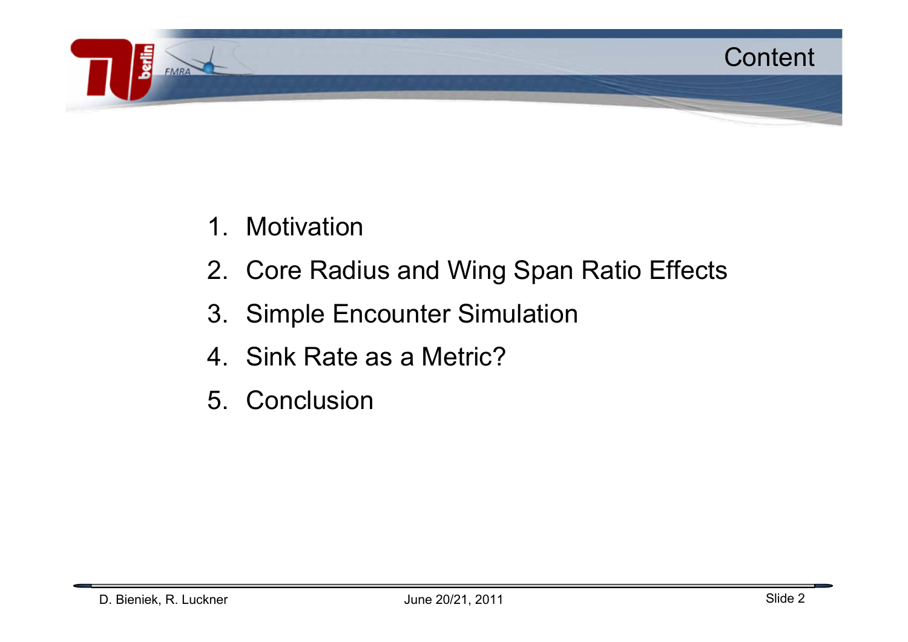# Content

1. Motivation
2. Core Radius and Wing Span Ratio Effects
3. Simple Encounter Simulation
4. Sink Rate as a Metric?
5. Conclusion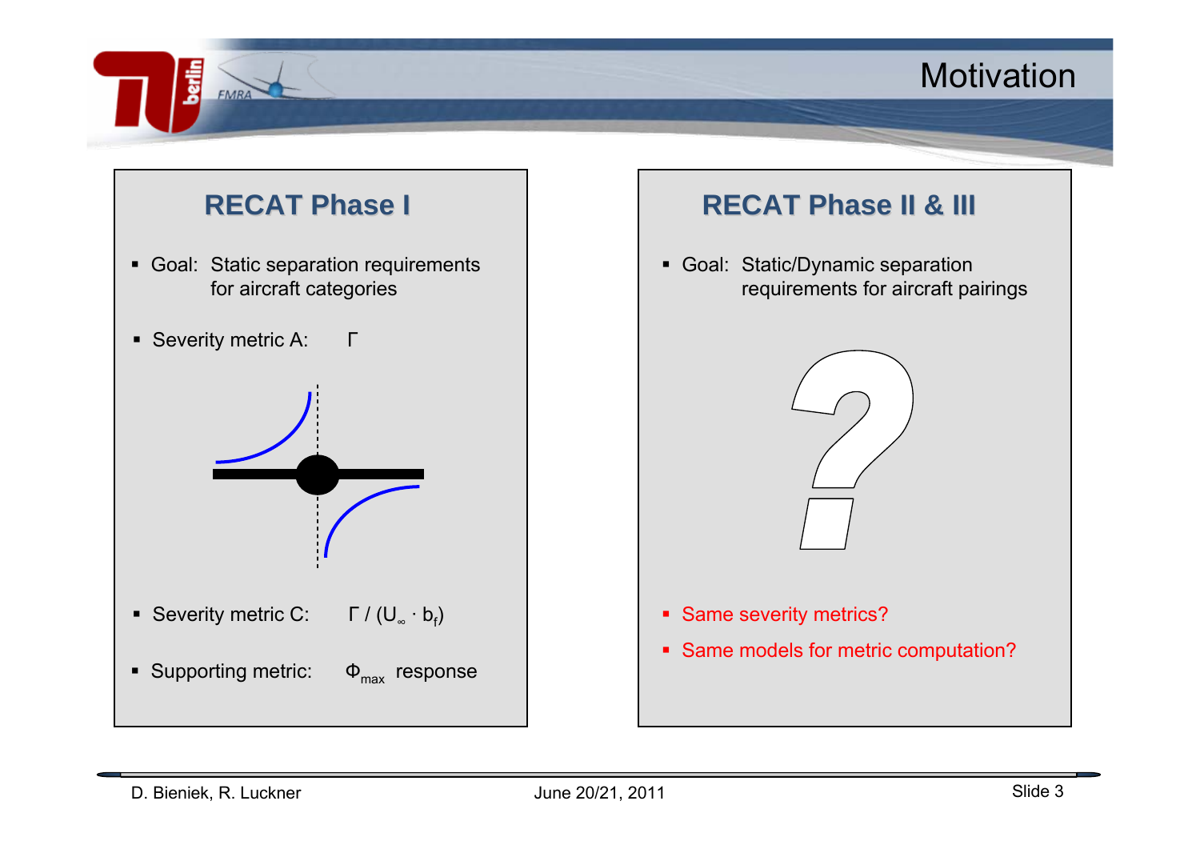# Motivation

## RECAT Phase I

- Goal: Static separation requirements for aircraft categories
- Severity metric A: $\Gamma$
- Severity metric C: $\Gamma / (U_\infty \cdot b_f)$
- Supporting metric: $\Phi_{max}$ response

## RECAT Phase II & III

- Goal: Static/Dynamic separation requirements for aircraft pairings
- Same severity metrics?
- Same models for metric computation?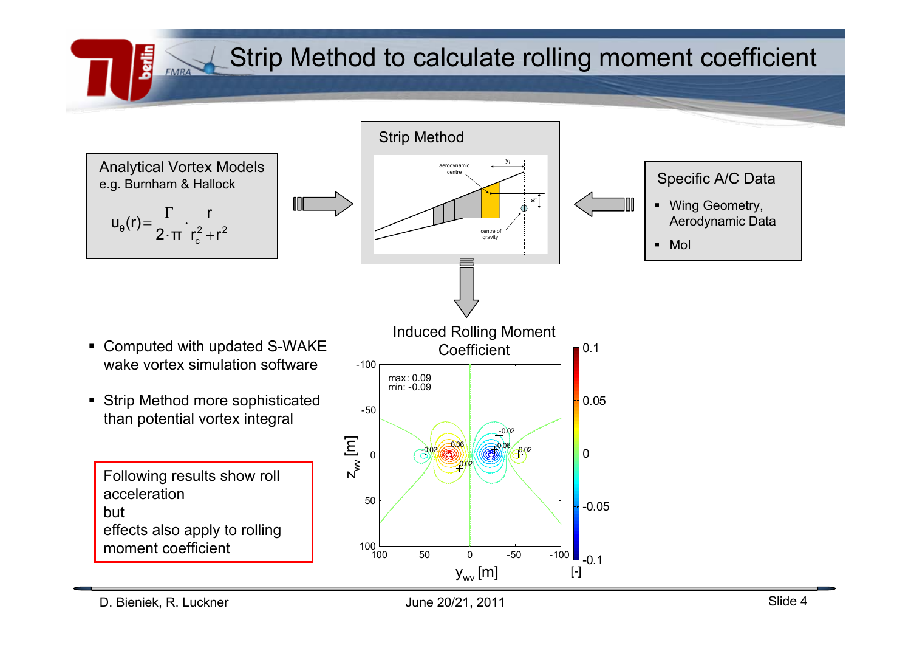# Strip Method to calculate rolling moment coefficient

**Analytical Vortex Models**
e.g. Burnham & Hallock

$$u_\theta(r) = \frac{\Gamma}{2 \cdot \pi} \cdot \frac{r}{r_c^2 + r^2}$$

**Strip Method**

aerodynamic centre, $y_i$, $x_i$, centre of gravity

**Specific A/C Data**

- Wing Geometry, Aerodynamic Data
- MoI

**Induced Rolling Moment Coefficient**

max: 0.09
min: -0.09

$z_{wv}$ [m], $y_{wv}$ [m], [-]

- Computed with updated S-WAKE wake vortex simulation software
- Strip Method more sophisticated than potential vortex integral

Following results show roll acceleration
but
effects also apply to rolling moment coefficient

D. Bieniek, R. Luckner — June 20/21, 2011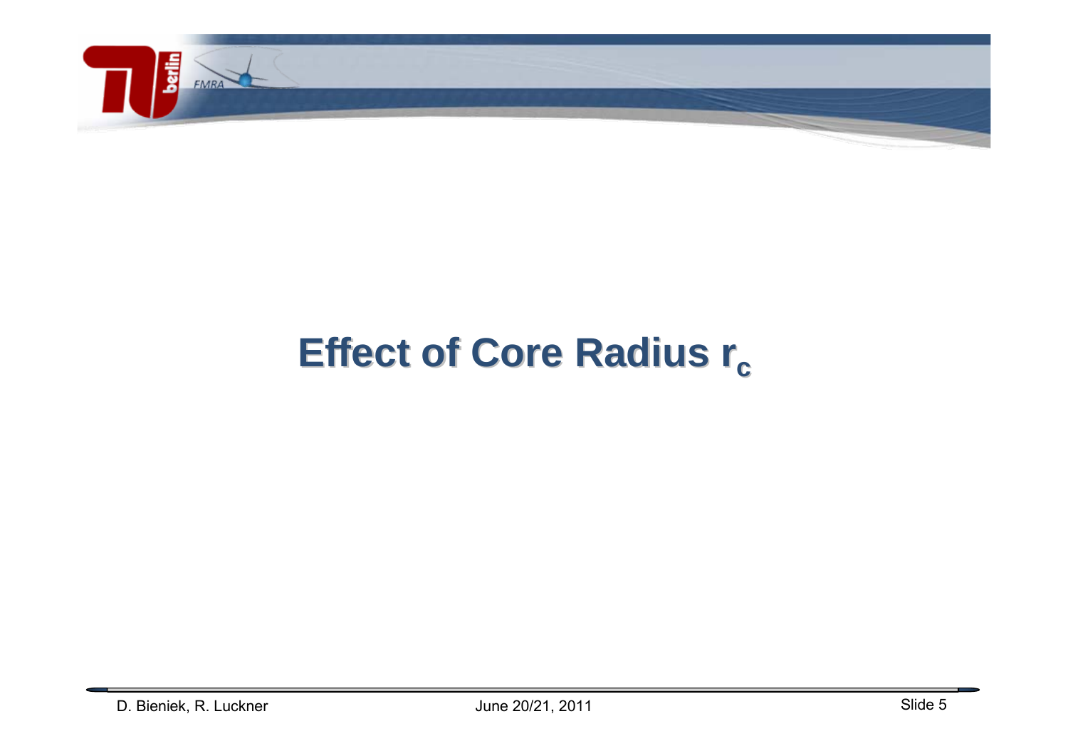# Effect of Core Radius $r_c$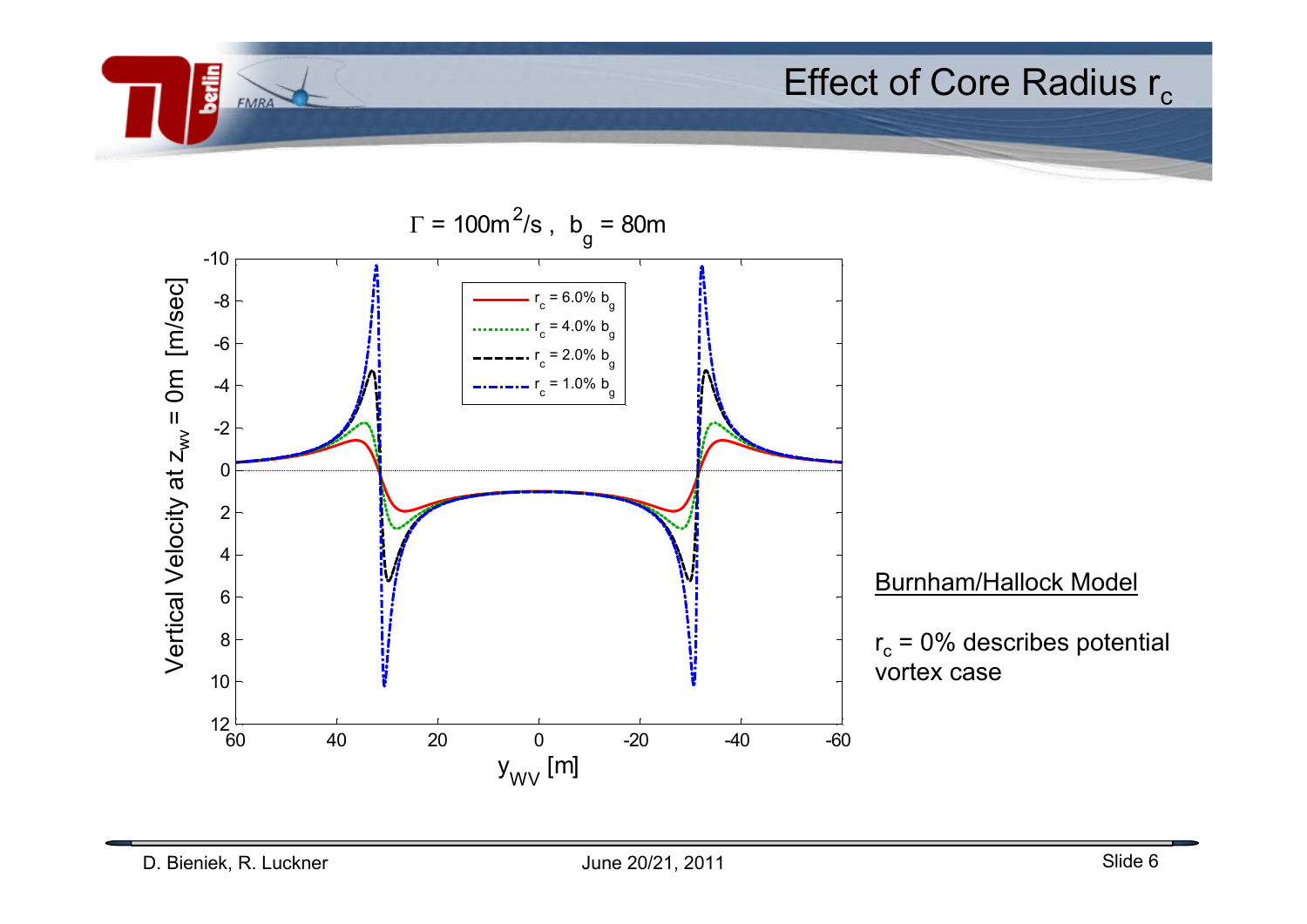# Effect of Core Radius $r_c$

$\Gamma = 100 m^2/s$, $b_g = 80m$

Legend:
- $r_c = 6.0\%\ b_g$
- $r_c = 4.0\%\ b_g$
- $r_c = 2.0\%\ b_g$
- $r_c = 1.0\%\ b_g$

Vertical Velocity at $z_{WV} = 0m$ [m/sec]

$y_{WV}$ [m]

<u>Burnham/Hallock Model</u>

$r_c = 0\%$ describes potential vortex case

D. Bieniek, R. Luckner

June 20/21, 2011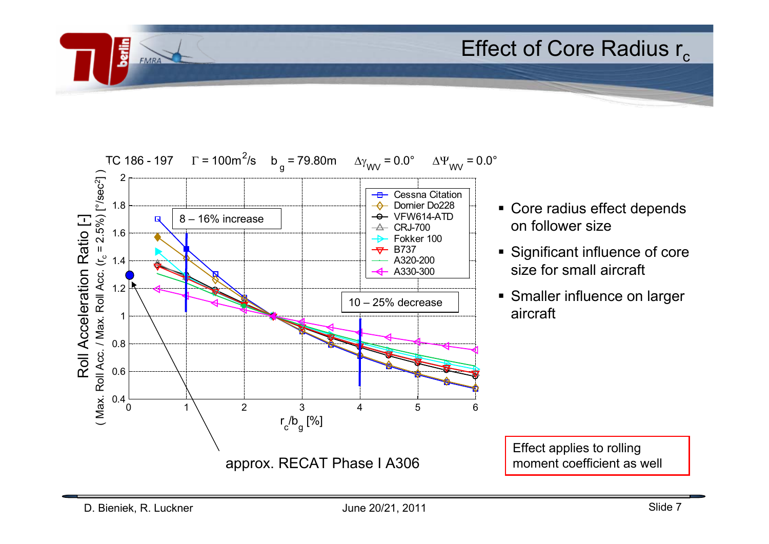# Effect of Core Radius $r_c$

TC 186 - 197 $\Gamma = 100 m^2/s$ $b_g = 79.80 m$ $\Delta\gamma_{WV} = 0.0°$ $\Delta\Psi_{WV} = 0.0°$

Roll Acceleration Ratio [-] (Max. Roll Acc. / Max. Roll Acc. ($r_c$ = 2.5%) [°/sec²])

$r_c/b_g$ [%]

Legend: Cessna Citation, Dornier Do228, VFW614-ATD, CRJ-700, Fokker 100, B737, A320-200, A330-300

8 – 16% increase

10 – 25% decrease

approx. RECAT Phase I A306

- Core radius effect depends on follower size
- Significant influence of core size for small aircraft
- Smaller influence on larger aircraft

Effect applies to rolling moment coefficient as well

D. Bieniek, R. Luckner June 20/21, 2011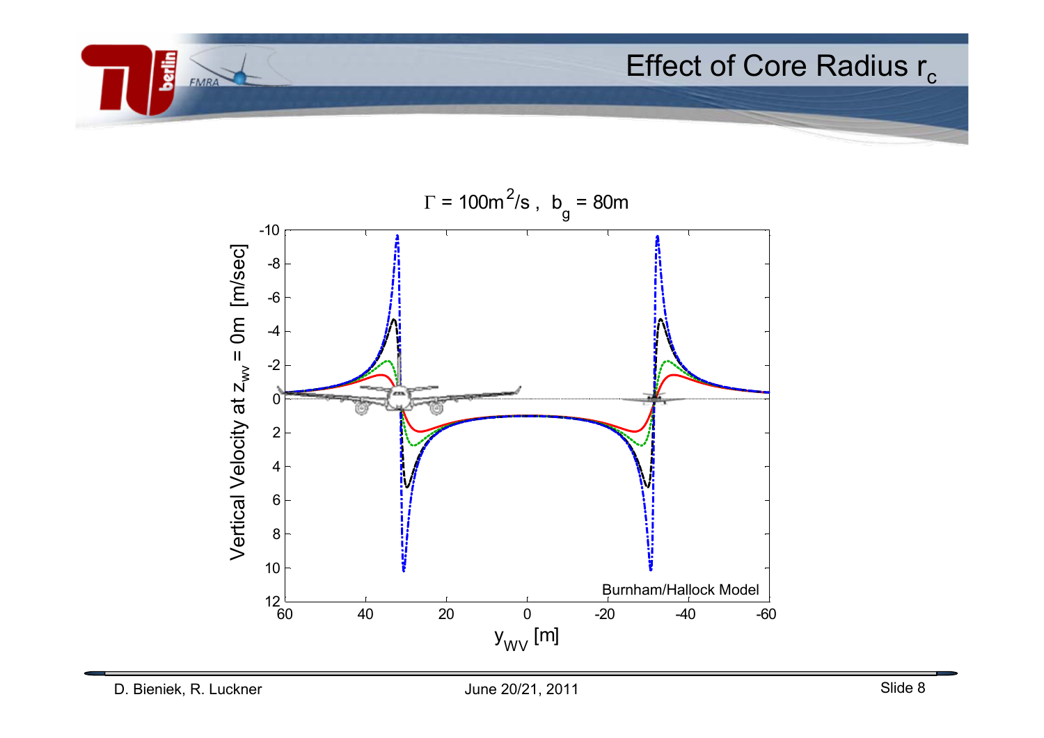# Effect of Core Radius $r_c$

$\Gamma = 100 m^2/s$ , $b_g = 80m$

Vertical Velocity at $z_{wv} = 0m$ [m/sec]

$y_{WV}$ [m]

Burnham/Hallock Model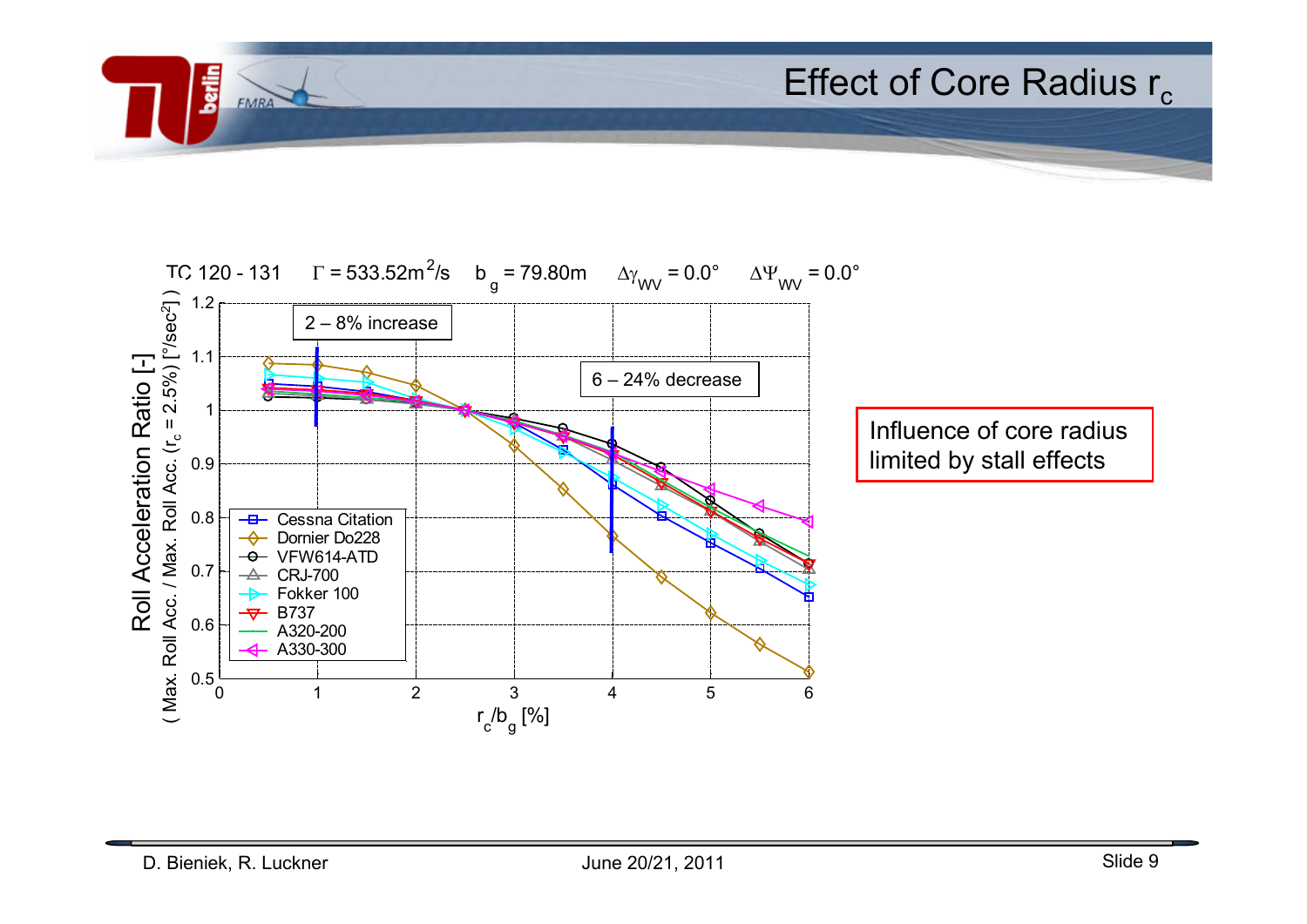# Effect of Core Radius $r_c$

TC 120 - 131  $\Gamma = 533.52 m^2/s$  $b_g = 79.80 m$  $\Delta\gamma_{WV} = 0.0°$  $\Delta\Psi_{WV} = 0.0°$

Roll Acceleration Ratio [-]

( Max. Roll Acc. / Max. Roll Acc. ($r_c = 2.5\%$) [°/sec²] )

$r_c/b_g$ [%]

2 – 8% increase

6 – 24% decrease

Legend: Cessna Citation, Dornier Do228, VFW614-ATD, CRJ-700, Fokker 100, B737, A320-200, A330-300

Influence of core radius limited by stall effects

D. Bieniek, R. Luckner    June 20/21, 2011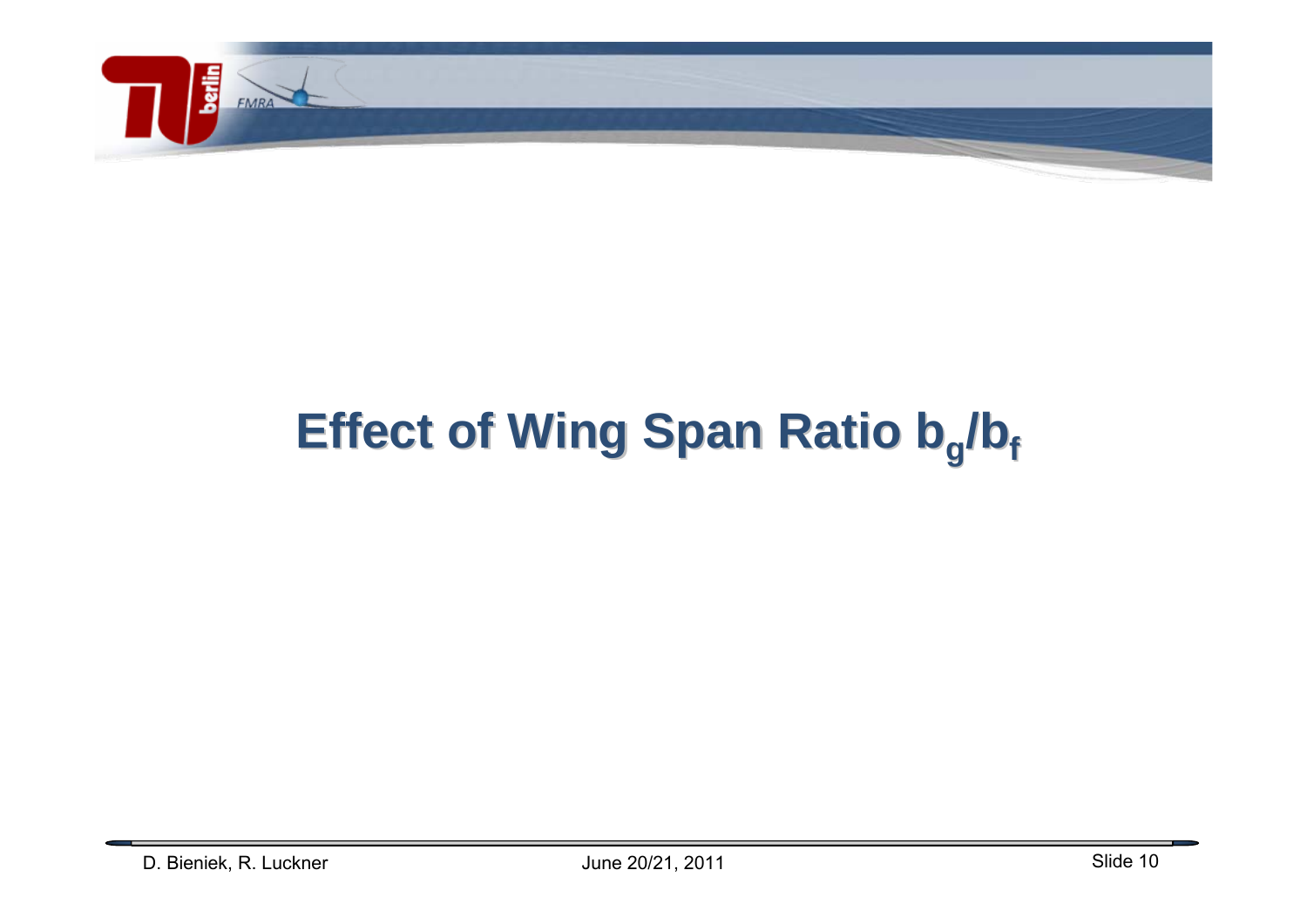# Effect of Wing Span Ratio $b_g/b_f$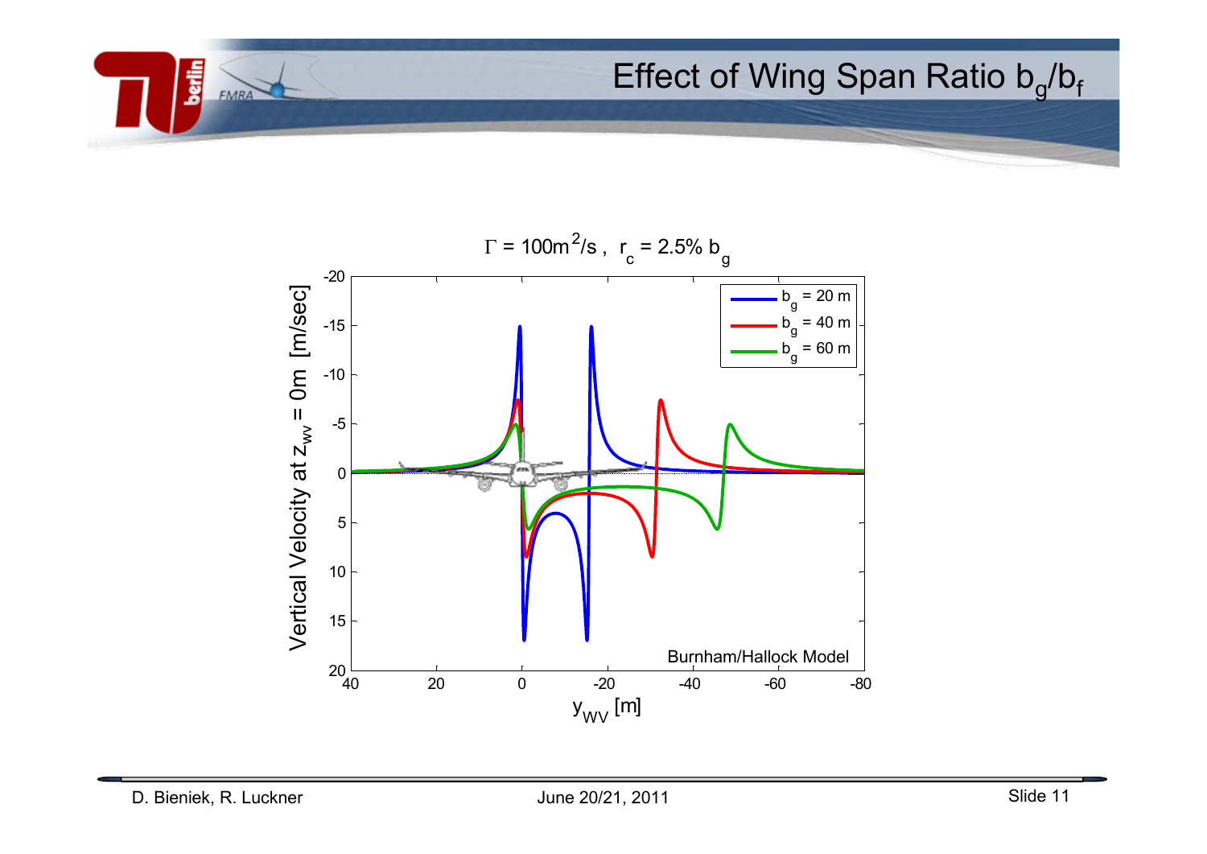# Effect of Wing Span Ratio $b_g/b_f$

$\Gamma = 100 m^2/s$ , $r_c = 2.5\% \ b_g$

Vertical Velocity at $z_{WV} = 0m$ [m/sec]

$y_{WV}$ [m]

- $b_g = 20$ m
- $b_g = 40$ m
- $b_g = 60$ m

Burnham/Hallock Model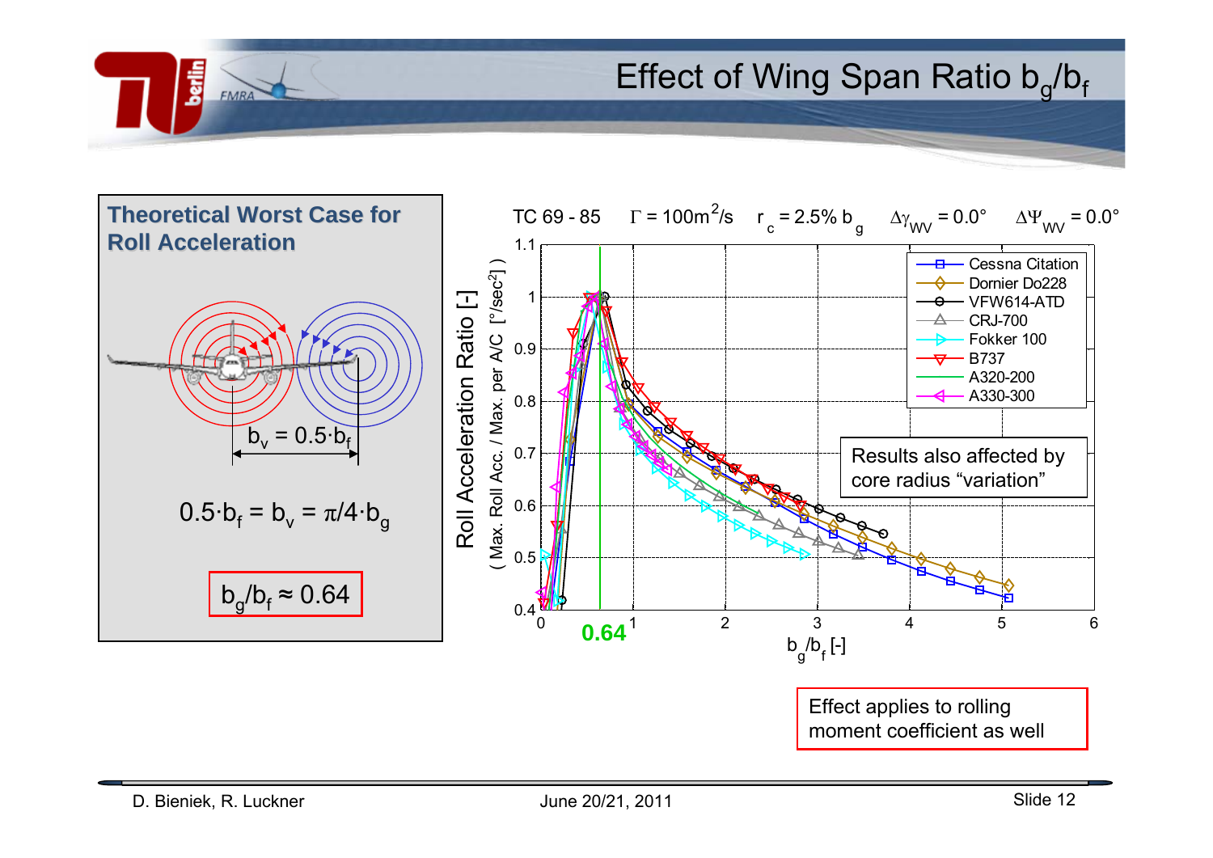# Effect of Wing Span Ratio $b_g/b_f$

**Theoretical Worst Case for Roll Acceleration**

$b_v = 0.5 \cdot b_f$

$$0.5 \cdot b_f = b_v = \pi/4 \cdot b_g$$

$$b_g/b_f \approx 0.64$$

TC 69 - 85 $\Gamma = 100 m^2/s$ $r_c = 2.5\% \, b_g$ $\Delta\gamma_{WV} = 0.0°$ $\Delta\Psi_{WV} = 0.0°$

Roll Acceleration Ratio [-] (Max. Roll Acc. / Max. per A/C [°/sec²])

$b_g/b_f$ [-]

Legend: Cessna Citation, Dornier Do228, VFW614-ATD, CRJ-700, Fokker 100, B737, A320-200, A330-300

**0.64**

Results also affected by core radius "variation"

Effect applies to rolling moment coefficient as well

D. Bieniek, R. Luckner — June 20/21, 2011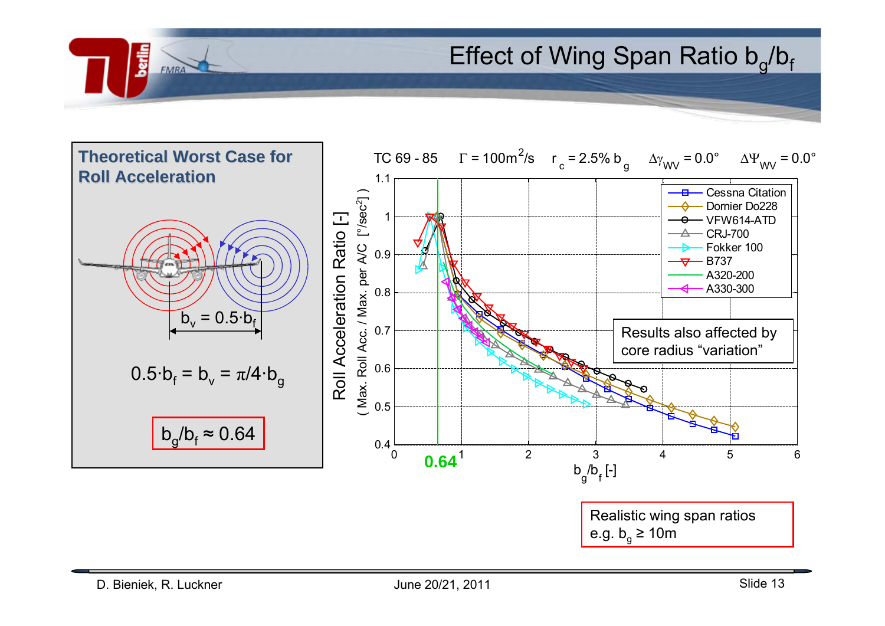# Effect of Wing Span Ratio $b_g/b_f$

**Theoretical Worst Case for Roll Acceleration**

$b_v = 0.5 \cdot b_f$

$$0.5 \cdot b_f = b_v = \pi/4 \cdot b_g$$

$b_g/b_f \approx 0.64$

TC 69 - 85 $\Gamma = 100 m^2/s$ $r_c = 2.5\% \, b_g$ $\Delta\gamma_{WV} = 0.0°$ $\Delta\Psi_{WV} = 0.0°$

Roll Acceleration Ratio [-] (Max. Roll Acc. / Max. per A/C [°/sec²])

$b_g/b_f$ [-]

0.64

Legend: Cessna Citation, Dornier Do228, VFW614-ATD, CRJ-700, Fokker 100, B737, A320-200, A330-300

Results also affected by core radius "variation"

Realistic wing span ratios e.g. $b_g \geq 10m$

D. Bieniek, R. Luckner

June 20/21, 2011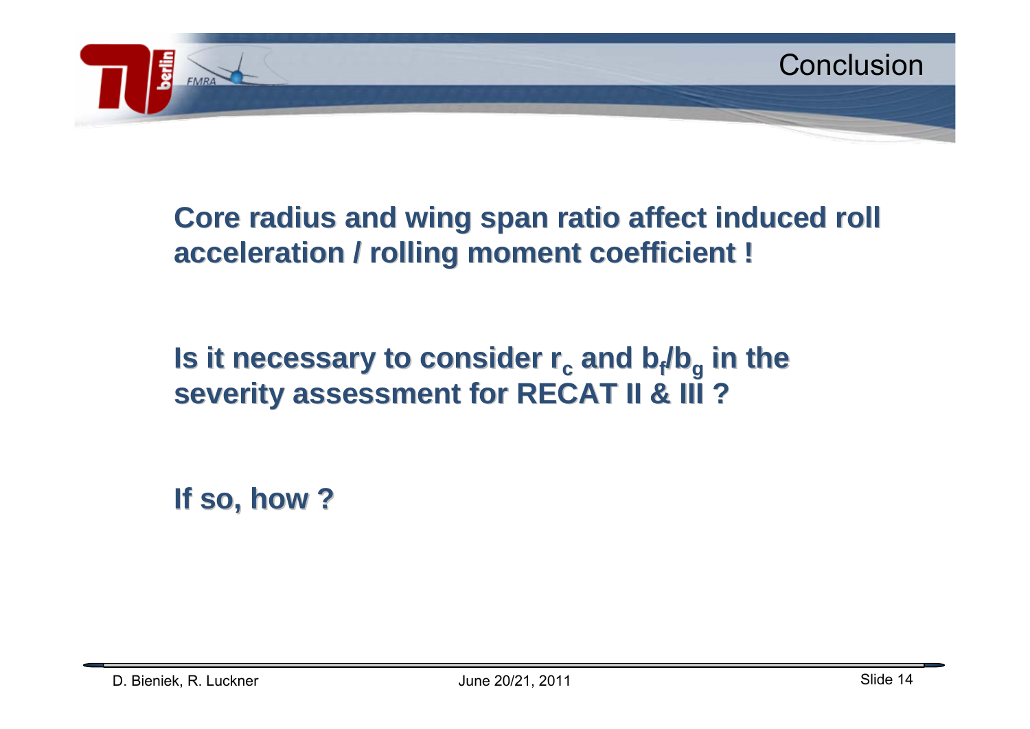## Conclusion

**Core radius and wing span ratio affect induced roll acceleration / rolling moment coefficient !**

**Is it necessary to consider $r_c$ and $b_f/b_g$ in the severity assessment for RECAT II & III ?**

**If so, how ?**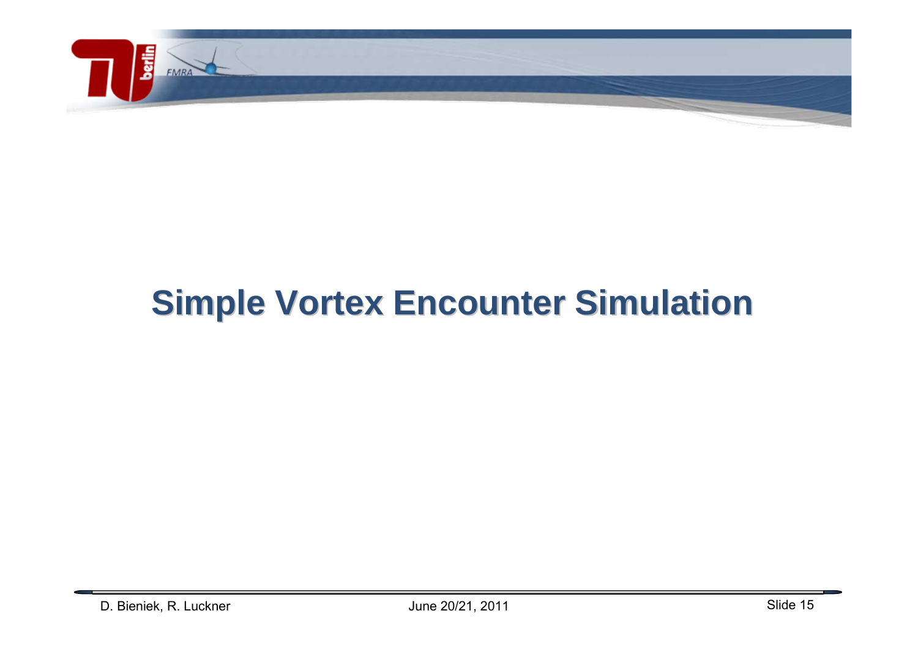# Simple Vortex Encounter Simulation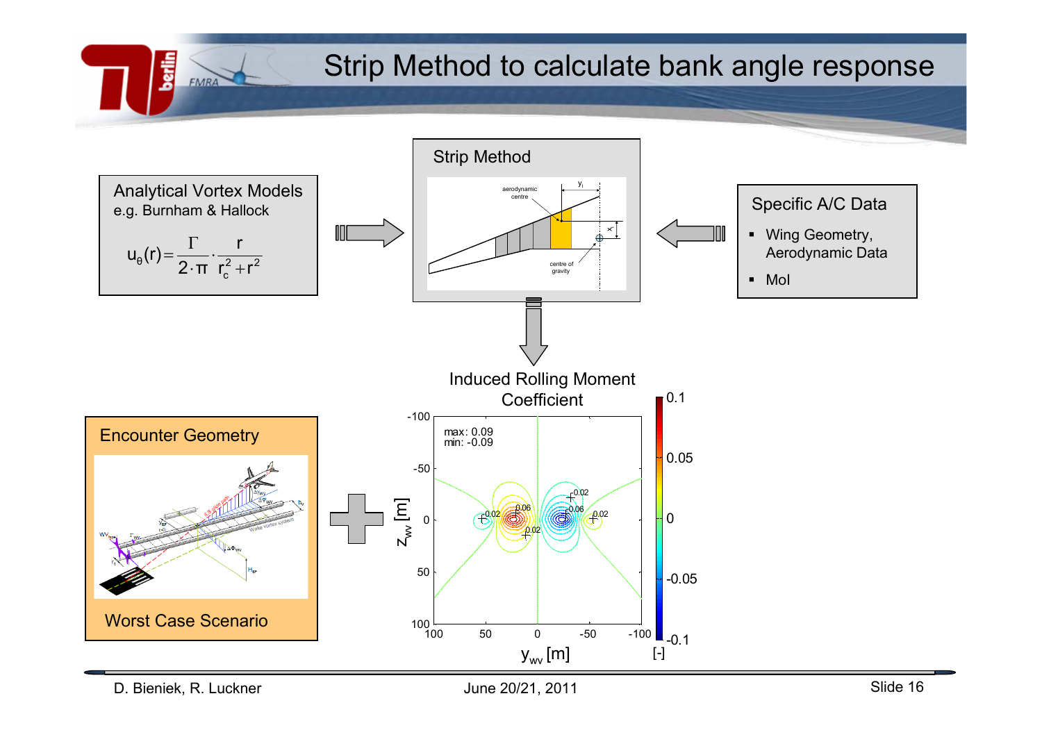# Strip Method to calculate bank angle response

## Analytical Vortex Models

e.g. Burnham & Hallock

$$u_\theta(r) = \frac{\Gamma}{2 \cdot \pi} \cdot \frac{r}{r_c^2 + r^2}$$

## Strip Method

aerodynamic centre

centre of gravity

$y_i$

$x_i$

## Specific A/C Data

- Wing Geometry, Aerodynamic Data
- MoI

## Induced Rolling Moment Coefficient

max: 0.09
min: -0.09

$z_{wv}$ [m]

$y_{wv}$ [m]

[-]

## Encounter Geometry

Worst Case Scenario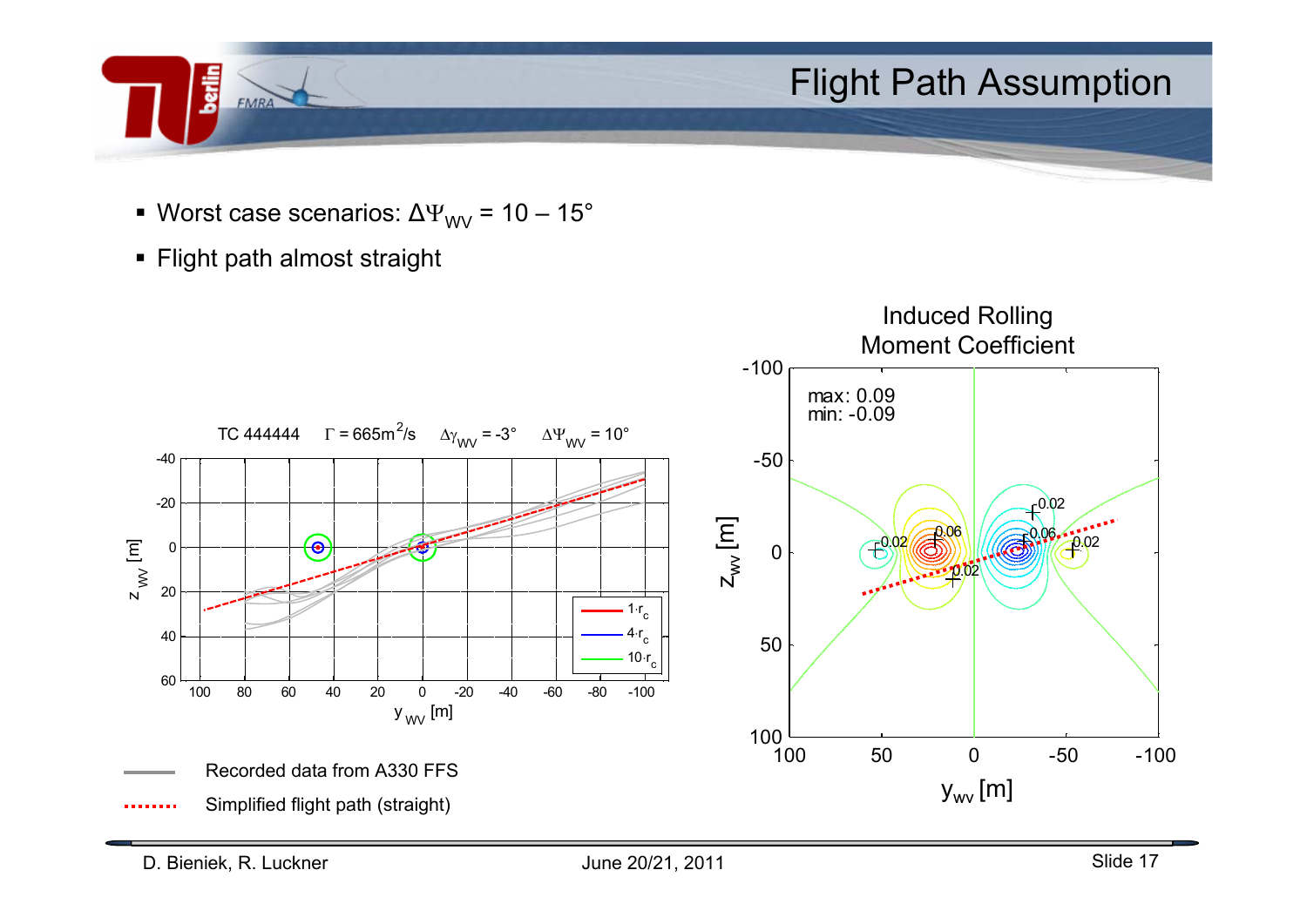# Flight Path Assumption

- Worst case scenarios: $\Delta\Psi_{WV}$ = 10 – 15°
- Flight path almost straight

TC 444444 $\Gamma = 665 m^2/s$ $\Delta\gamma_{WV} = -3°$ $\Delta\Psi_{WV} = 10°$

Legend: $1 \cdot r_c$, $4 \cdot r_c$, $10 \cdot r_c$

Axes: $z_{WV}$ [m], $y_{WV}$ [m]

Recorded data from A330 FFS

Simplified flight path (straight)

Induced Rolling Moment Coefficient

max: 0.09
min: -0.09

Axes: $z_{wv}$ [m], $y_{wv}$ [m]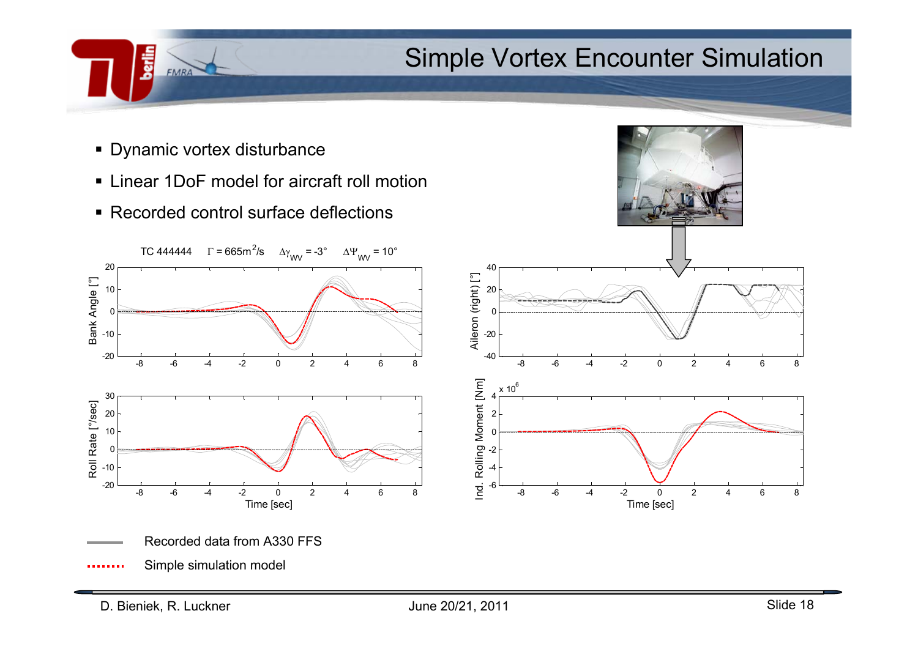# Simple Vortex Encounter Simulation

- Dynamic vortex disturbance
- Linear 1DoF model for aircraft roll motion
- Recorded control surface deflections

TC 444444 $\Gamma = 665\text{m}^2/\text{s}$ $\Delta\gamma_{WV} = -3°$ $\Delta\Psi_{WV} = 10°$

Recorded data from A330 FFS

Simple simulation model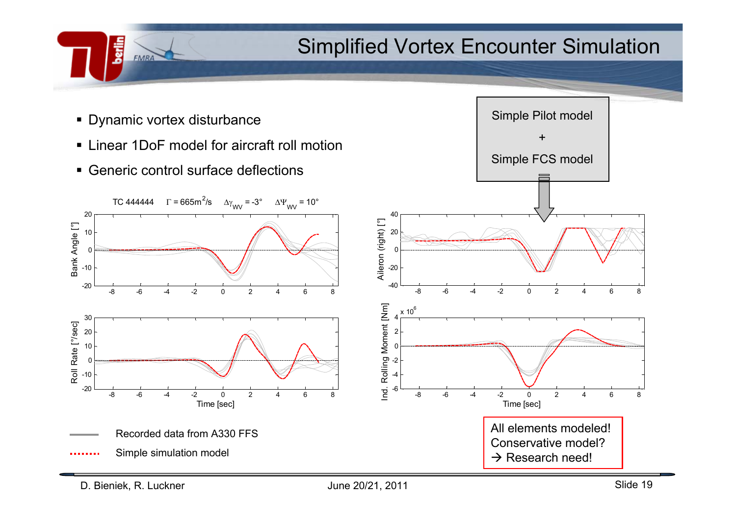# Simplified Vortex Encounter Simulation

- Dynamic vortex disturbance
- Linear 1DoF model for aircraft roll motion
- Generic control surface deflections

Simple Pilot model

+

Simple FCS model

TC 444444 $\Gamma = 665 m^2/s$ $\Delta\gamma_{WV} = -3°$ $\Delta\Psi_{WV} = 10°$

Recorded data from A330 FFS

Simple simulation model

All elements modeled!
Conservative model?
→ Research need!

D. Bieniek, R. Luckner June 20/21, 2011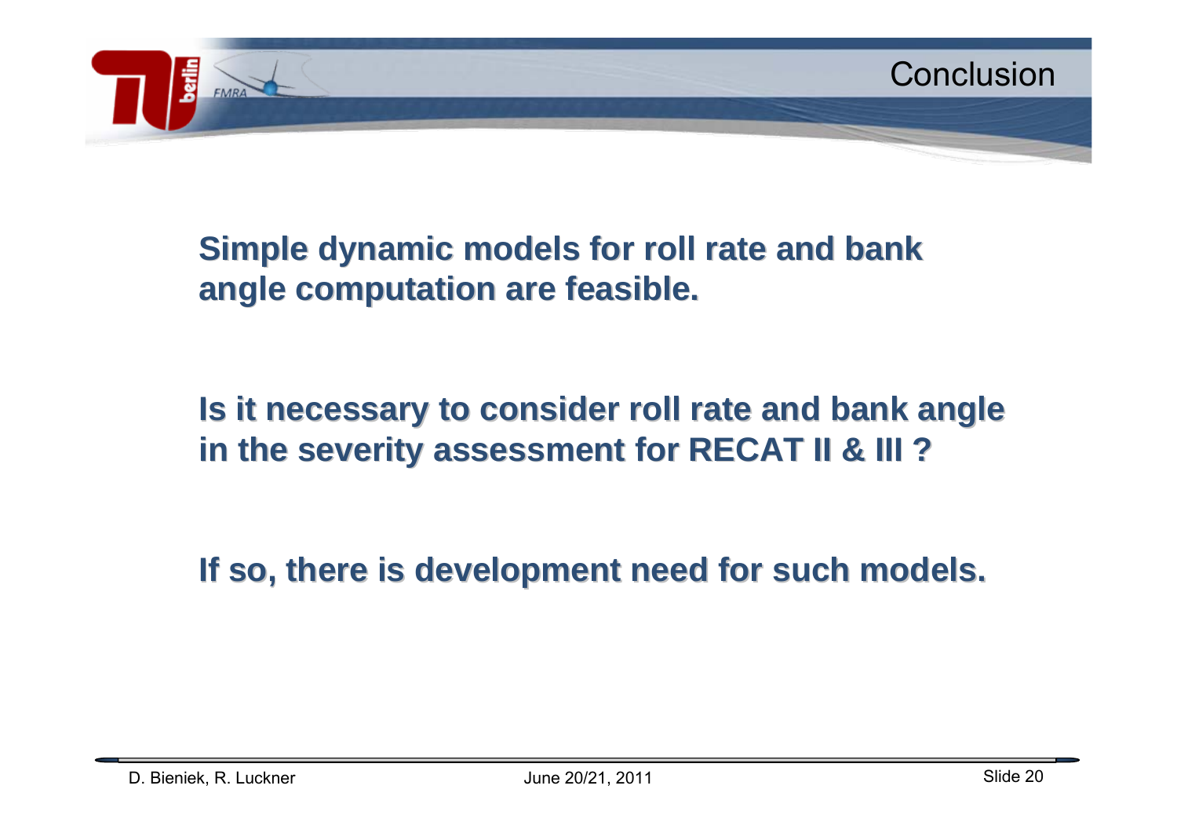# Conclusion

**Simple dynamic models for roll rate and bank angle computation are feasible.**

**Is it necessary to consider roll rate and bank angle in the severity assessment for RECAT II & III ?**

**If so, there is development need for such models.**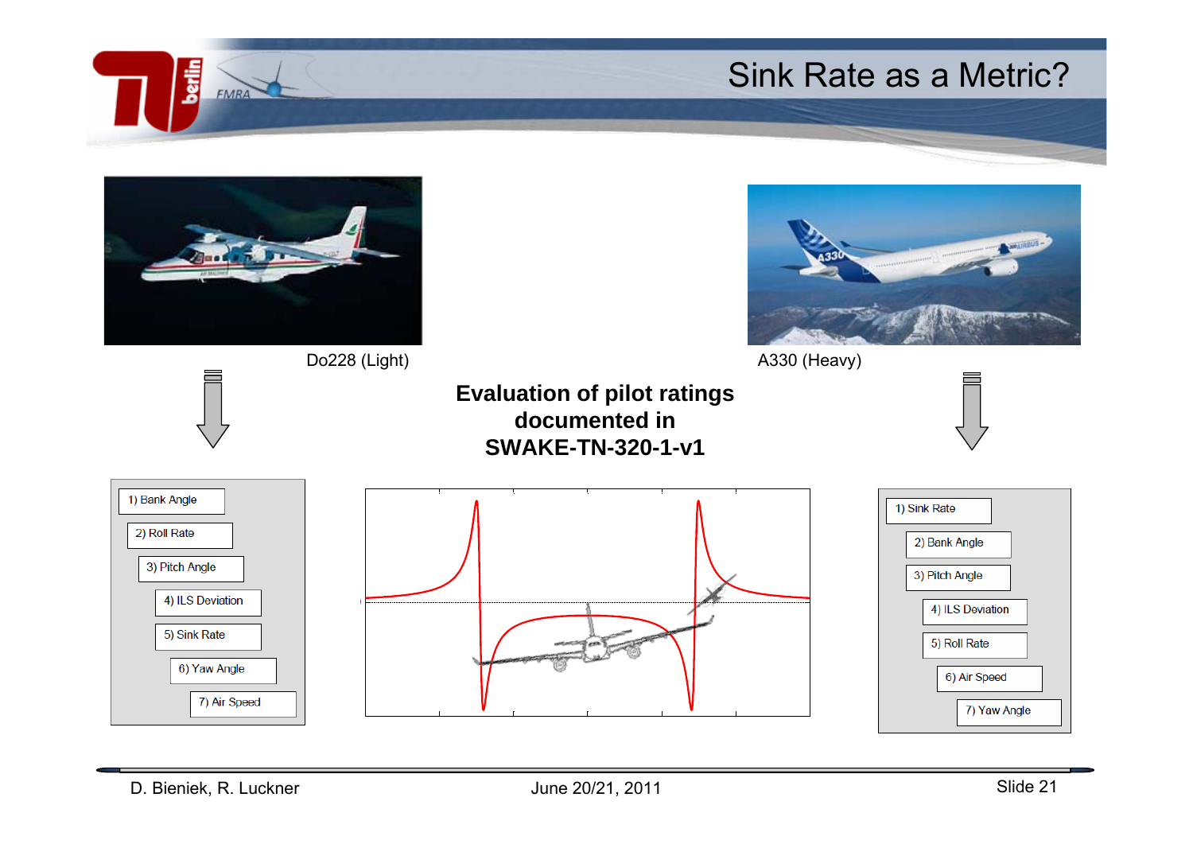# Sink Rate as a Metric?

Do228 (Light)

A330 (Heavy)

**Evaluation of pilot ratings documented in SWAKE-TN-320-1-v1**

Do228 (Light):

1) Bank Angle
2) Roll Rate
3) Pitch Angle
4) ILS Deviation
5) Sink Rate
6) Yaw Angle
7) Air Speed

A330 (Heavy):

1) Sink Rate
2) Bank Angle
3) Pitch Angle
4) ILS Deviation
5) Roll Rate
6) Air Speed
7) Yaw Angle

D. Bieniek, R. Luckner    June 20/21, 2011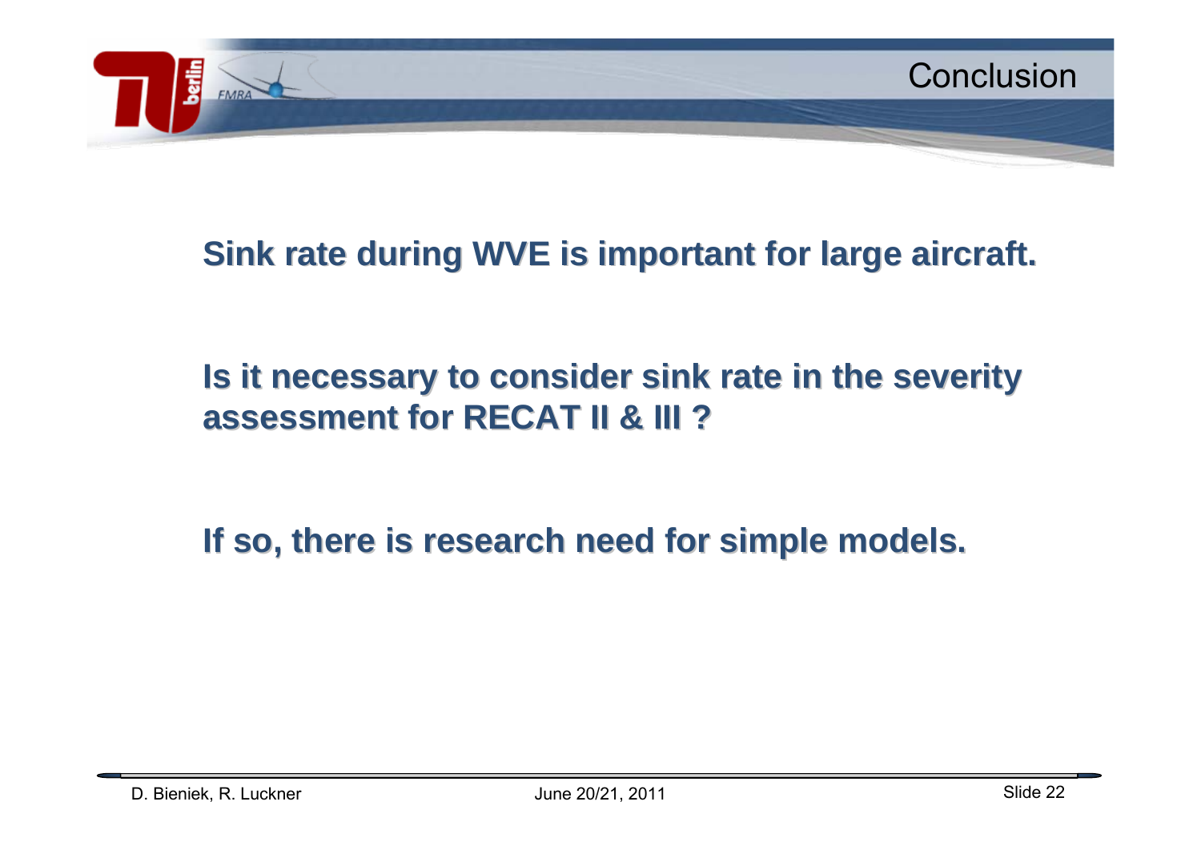# Conclusion

**Sink rate during WVE is important for large aircraft.**

**Is it necessary to consider sink rate in the severity assessment for RECAT II & III ?**

**If so, there is research need for simple models.**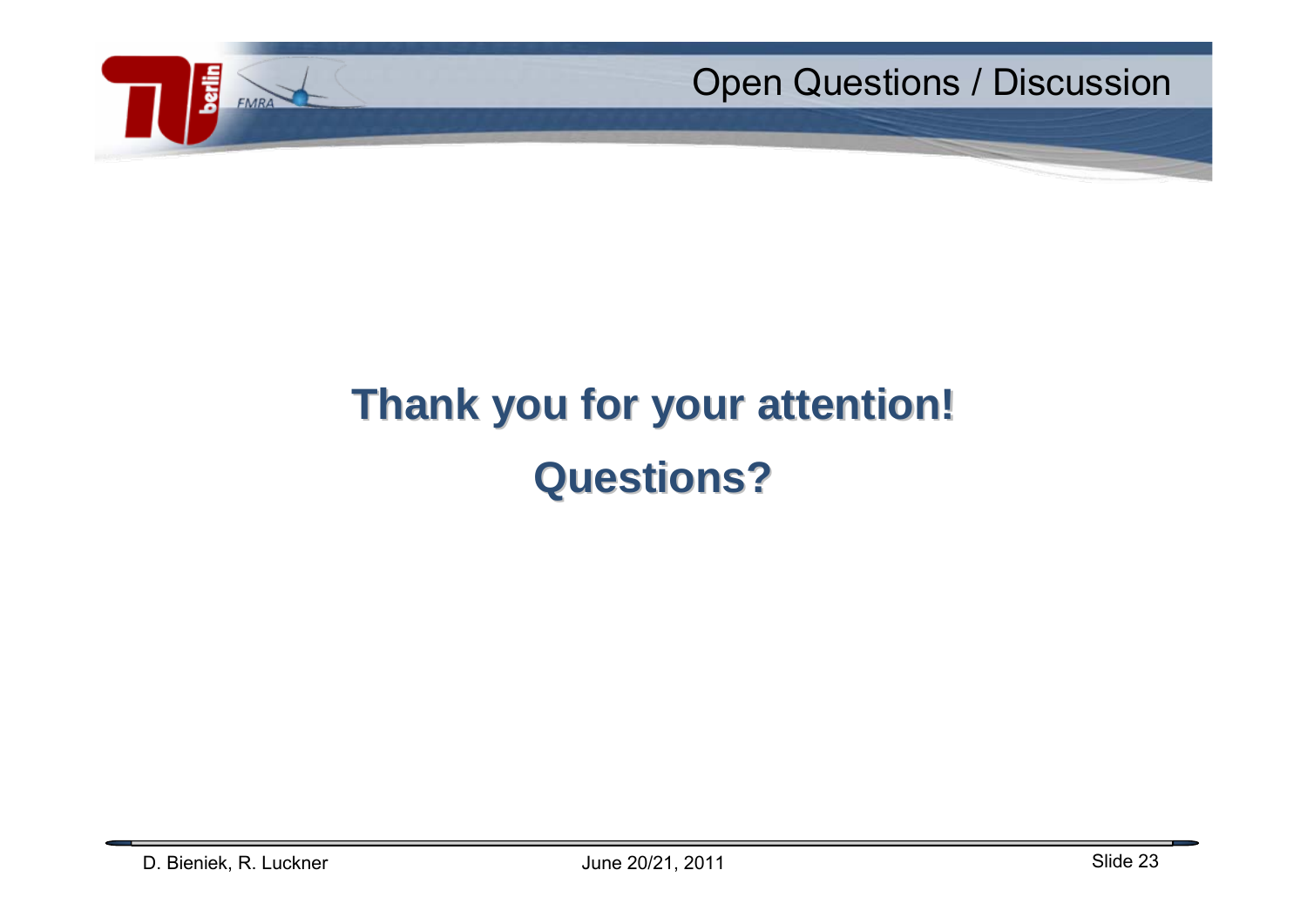# Open Questions / Discussion

**Thank you for your attention!**

**Questions?**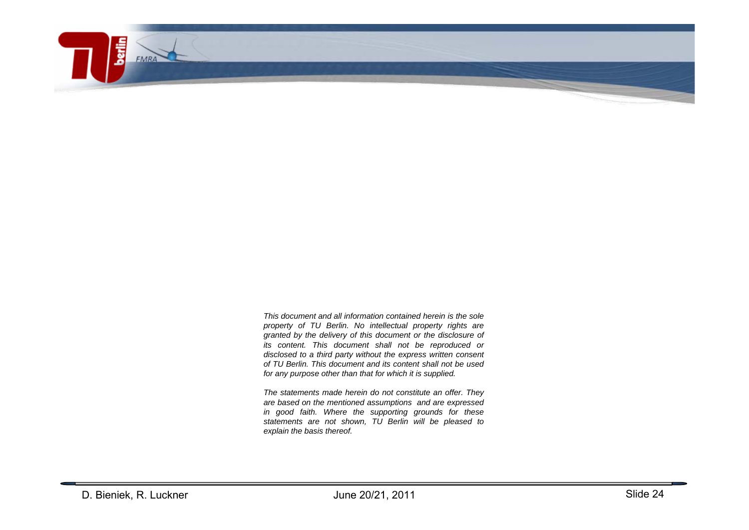*This document and all information contained herein is the sole property of TU Berlin. No intellectual property rights are granted by the delivery of this document or the disclosure of its content. This document shall not be reproduced or disclosed to a third party without the express written consent of TU Berlin. This document and its content shall not be used for any purpose other than that for which it is supplied.*

*The statements made herein do not constitute an offer. They are based on the mentioned assumptions and are expressed in good faith. Where the supporting grounds for these statements are not shown, TU Berlin will be pleased to explain the basis thereof.*